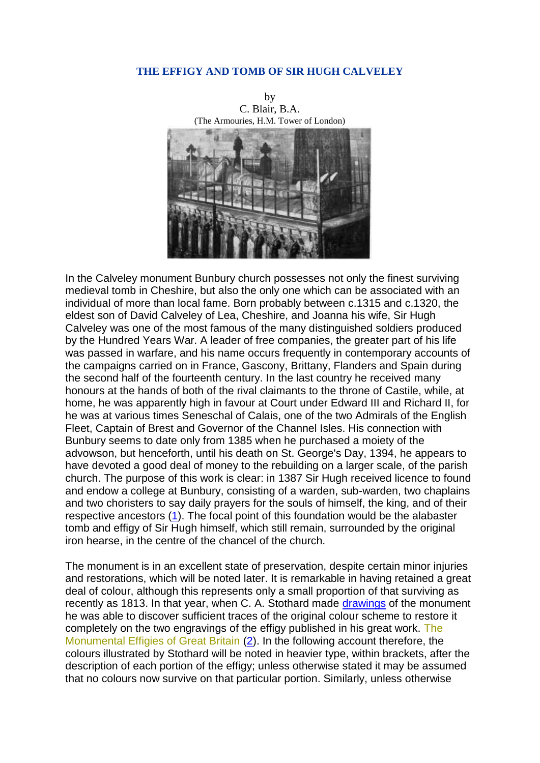# THE EFFIGY AND TOMB OF SIR HUGH CALVELEY

by
C. Blair, B.A.
(The Armouries, H.M. Tower of London)

In the Calveley monument Bunbury church possesses not only the finest surviving medieval tomb in Cheshire, but also the only one which can be associated with an individual of more than local fame. Born probably between c.1315 and c.1320, the eldest son of David Calveley of Lea, Cheshire, and Joanna his wife, Sir Hugh Calveley was one of the most famous of the many distinguished soldiers produced by the Hundred Years War. A leader of free companies, the greater part of his life was passed in warfare, and his name occurs frequently in contemporary accounts of the campaigns carried on in France, Gascony, Brittany, Flanders and Spain during the second half of the fourteenth century. In the last country he received many honours at the hands of both of the rival claimants to the throne of Castile, while, at home, he was apparently high in favour at Court under Edward III and Richard II, for he was at various times Seneschal of Calais, one of the two Admirals of the English Fleet, Captain of Brest and Governor of the Channel Isles. His connection with Bunbury seems to date only from 1385 when he purchased a moiety of the advowson, but henceforth, until his death on St. George's Day, 1394, he appears to have devoted a good deal of money to the rebuilding on a larger scale, of the parish church. The purpose of this work is clear: in 1387 Sir Hugh received licence to found and endow a college at Bunbury, consisting of a warden, sub-warden, two chaplains and two choristers to say daily prayers for the souls of himself, the king, and of their respective ancestors (1). The focal point of this foundation would be the alabaster tomb and effigy of Sir Hugh himself, which still remain, surrounded by the original iron hearse, in the centre of the chancel of the church.

The monument is in an excellent state of preservation, despite certain minor injuries and restorations, which will be noted later. It is remarkable in having retained a great deal of colour, although this represents only a small proportion of that surviving as recently as 1813. In that year, when C. A. Stothard made drawings of the monument he was able to discover sufficient traces of the original colour scheme to restore it completely on the two engravings of the effigy published in his great work. The Monumental Effigies of Great Britain (2). In the following account therefore, the colours illustrated by Stothard will be noted in heavier type, within brackets, after the description of each portion of the effigy; unless otherwise stated it may be assumed that no colours now survive on that particular portion. Similarly, unless otherwise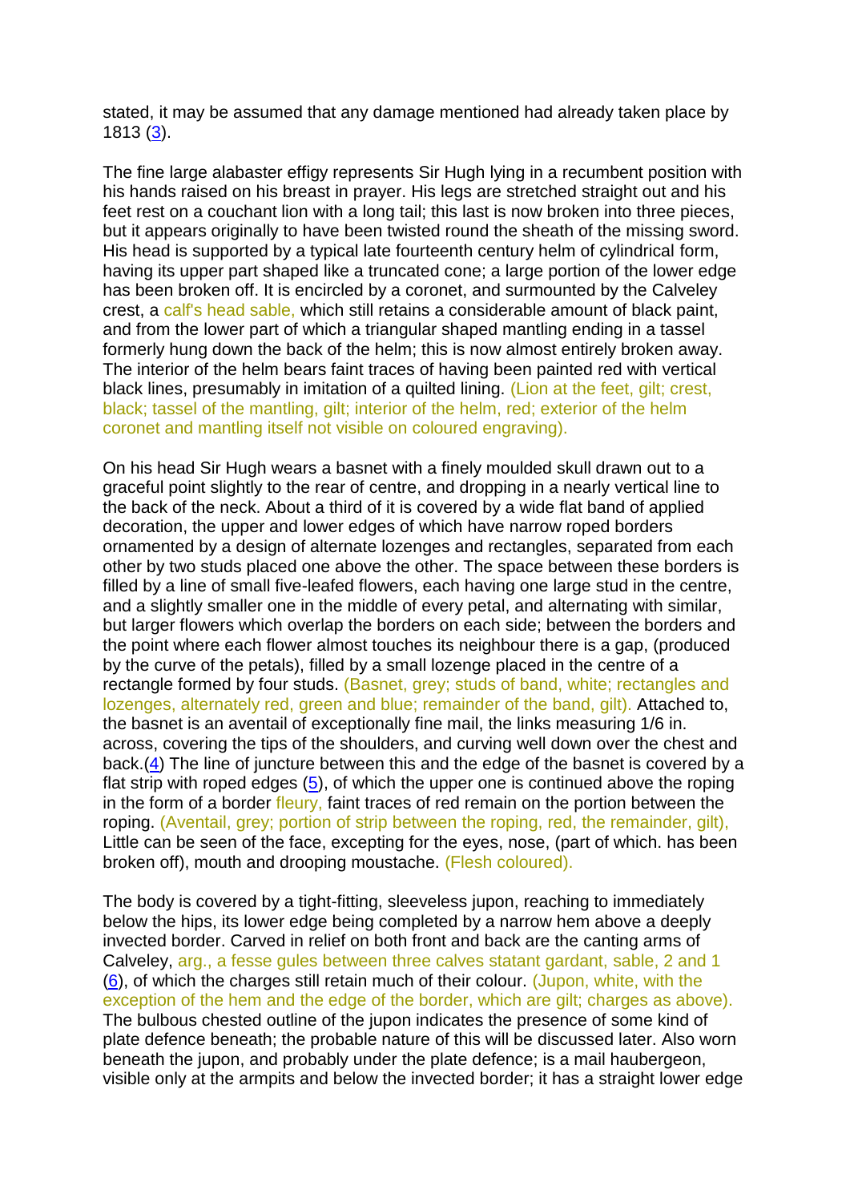stated, it may be assumed that any damage mentioned had already taken place by 1813 (3).

The fine large alabaster effigy represents Sir Hugh lying in a recumbent position with his hands raised on his breast in prayer. His legs are stretched straight out and his feet rest on a couchant lion with a long tail; this last is now broken into three pieces, but it appears originally to have been twisted round the sheath of the missing sword. His head is supported by a typical late fourteenth century helm of cylindrical form, having its upper part shaped like a truncated cone; a large portion of the lower edge has been broken off. It is encircled by a coronet, and surmounted by the Calveley crest, a calf's head sable, which still retains a considerable amount of black paint, and from the lower part of which a triangular shaped mantling ending in a tassel formerly hung down the back of the helm; this is now almost entirely broken away. The interior of the helm bears faint traces of having been painted red with vertical black lines, presumably in imitation of a quilted lining. (Lion at the feet, gilt; crest, black; tassel of the mantling, gilt; interior of the helm, red; exterior of the helm coronet and mantling itself not visible on coloured engraving).

On his head Sir Hugh wears a basnet with a finely moulded skull drawn out to a graceful point slightly to the rear of centre, and dropping in a nearly vertical line to the back of the neck. About a third of it is covered by a wide flat band of applied decoration, the upper and lower edges of which have narrow roped borders ornamented by a design of alternate lozenges and rectangles, separated from each other by two studs placed one above the other. The space between these borders is filled by a line of small five-leafed flowers, each having one large stud in the centre, and a slightly smaller one in the middle of every petal, and alternating with similar, but larger flowers which overlap the borders on each side; between the borders and the point where each flower almost touches its neighbour there is a gap, (produced by the curve of the petals), filled by a small lozenge placed in the centre of a rectangle formed by four studs. (Basnet, grey; studs of band, white; rectangles and lozenges, alternately red, green and blue; remainder of the band, gilt). Attached to, the basnet is an aventail of exceptionally fine mail, the links measuring 1/6 in. across, covering the tips of the shoulders, and curving well down over the chest and back.(4) The line of juncture between this and the edge of the basnet is covered by a flat strip with roped edges (5), of which the upper one is continued above the roping in the form of a border fleury, faint traces of red remain on the portion between the roping. (Aventail, grey; portion of strip between the roping, red, the remainder, gilt), Little can be seen of the face, excepting for the eyes, nose, (part of which. has been broken off), mouth and drooping moustache. (Flesh coloured).

The body is covered by a tight-fitting, sleeveless jupon, reaching to immediately below the hips, its lower edge being completed by a narrow hem above a deeply invected border. Carved in relief on both front and back are the canting arms of Calveley, arg., a fesse gules between three calves statant gardant, sable, 2 and 1 (6), of which the charges still retain much of their colour. (Jupon, white, with the exception of the hem and the edge of the border, which are gilt; charges as above). The bulbous chested outline of the jupon indicates the presence of some kind of plate defence beneath; the probable nature of this will be discussed later. Also worn beneath the jupon, and probably under the plate defence; is a mail haubergeon, visible only at the armpits and below the invected border; it has a straight lower edge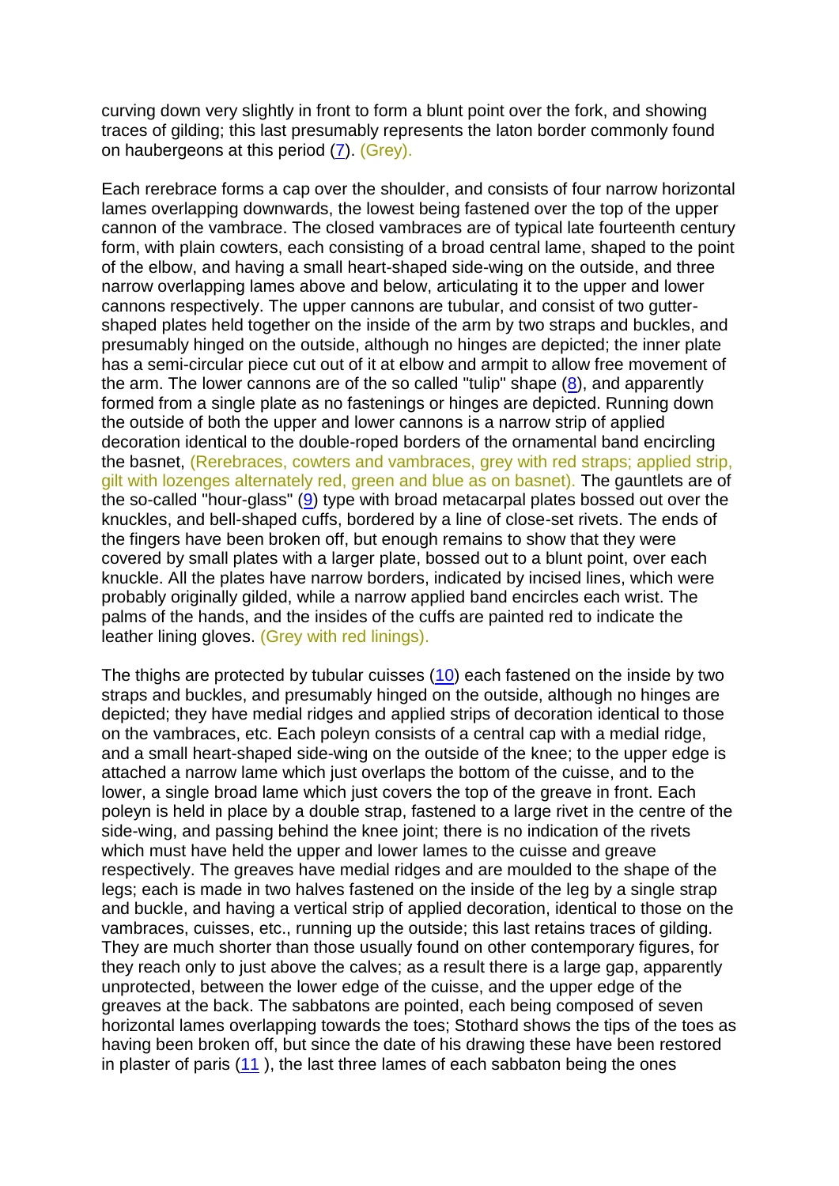curving down very slightly in front to form a blunt point over the fork, and showing traces of gilding; this last presumably represents the laton border commonly found on haubergeons at this period ([7](#)). (Grey).

Each rerebrace forms a cap over the shoulder, and consists of four narrow horizontal lames overlapping downwards, the lowest being fastened over the top of the upper cannon of the vambrace. The closed vambraces are of typical late fourteenth century form, with plain cowters, each consisting of a broad central lame, shaped to the point of the elbow, and having a small heart-shaped side-wing on the outside, and three narrow overlapping lames above and below, articulating it to the upper and lower cannons respectively. The upper cannons are tubular, and consist of two gutter-shaped plates held together on the inside of the arm by two straps and buckles, and presumably hinged on the outside, although no hinges are depicted; the inner plate has a semi-circular piece cut out of it at elbow and armpit to allow free movement of the arm. The lower cannons are of the so called "tulip" shape ([8](#)), and apparently formed from a single plate as no fastenings or hinges are depicted. Running down the outside of both the upper and lower cannons is a narrow strip of applied decoration identical to the double-roped borders of the ornamental band encircling the basnet, (Rerebraces, cowters and vambraces, grey with red straps; applied strip, gilt with lozenges alternately red, green and blue as on basnet). The gauntlets are of the so-called "hour-glass" ([9](#)) type with broad metacarpal plates bossed out over the knuckles, and bell-shaped cuffs, bordered by a line of close-set rivets. The ends of the fingers have been broken off, but enough remains to show that they were covered by small plates with a larger plate, bossed out to a blunt point, over each knuckle. All the plates have narrow borders, indicated by incised lines, which were probably originally gilded, while a narrow applied band encircles each wrist. The palms of the hands, and the insides of the cuffs are painted red to indicate the leather lining gloves. (Grey with red linings).

The thighs are protected by tubular cuisses ([10](#)) each fastened on the inside by two straps and buckles, and presumably hinged on the outside, although no hinges are depicted; they have medial ridges and applied strips of decoration identical to those on the vambraces, etc. Each poleyn consists of a central cap with a medial ridge, and a small heart-shaped side-wing on the outside of the knee; to the upper edge is attached a narrow lame which just overlaps the bottom of the cuisse, and to the lower, a single broad lame which just covers the top of the greave in front. Each poleyn is held in place by a double strap, fastened to a large rivet in the centre of the side-wing, and passing behind the knee joint; there is no indication of the rivets which must have held the upper and lower lames to the cuisse and greave respectively. The greaves have medial ridges and are moulded to the shape of the legs; each is made in two halves fastened on the inside of the leg by a single strap and buckle, and having a vertical strip of applied decoration, identical to those on the vambraces, cuisses, etc., running up the outside; this last retains traces of gilding. They are much shorter than those usually found on other contemporary figures, for they reach only to just above the calves; as a result there is a large gap, apparently unprotected, between the lower edge of the cuisse, and the upper edge of the greaves at the back. The sabbatons are pointed, each being composed of seven horizontal lames overlapping towards the toes; Stothard shows the tips of the toes as having been broken off, but since the date of his drawing these have been restored in plaster of paris ([11](#) ), the last three lames of each sabbaton being the ones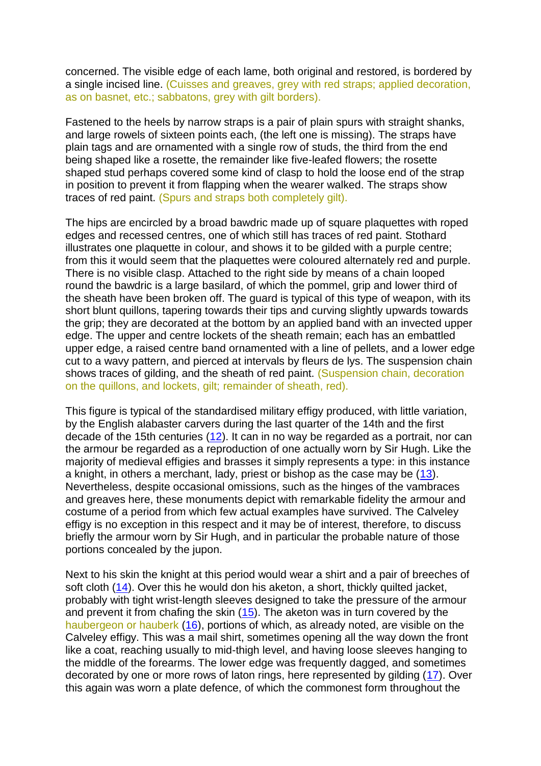concerned. The visible edge of each lame, both original and restored, is bordered by a single incised line. (Cuisses and greaves, grey with red straps; applied decoration, as on basnet, etc.; sabbatons, grey with gilt borders).

Fastened to the heels by narrow straps is a pair of plain spurs with straight shanks, and large rowels of sixteen points each, (the left one is missing). The straps have plain tags and are ornamented with a single row of studs, the third from the end being shaped like a rosette, the remainder like five-leafed flowers; the rosette shaped stud perhaps covered some kind of clasp to hold the loose end of the strap in position to prevent it from flapping when the wearer walked. The straps show traces of red paint. (Spurs and straps both completely gilt).

The hips are encircled by a broad bawdric made up of square plaquettes with roped edges and recessed centres, one of which still has traces of red paint. Stothard illustrates one plaquette in colour, and shows it to be gilded with a purple centre; from this it would seem that the plaquettes were coloured alternately red and purple. There is no visible clasp. Attached to the right side by means of a chain looped round the bawdric is a large basilard, of which the pommel, grip and lower third of the sheath have been broken off. The guard is typical of this type of weapon, with its short blunt quillons, tapering towards their tips and curving slightly upwards towards the grip; they are decorated at the bottom by an applied band with an invected upper edge. The upper and centre lockets of the sheath remain; each has an embattled upper edge, a raised centre band ornamented with a line of pellets, and a lower edge cut to a wavy pattern, and pierced at intervals by fleurs de lys. The suspension chain shows traces of gilding, and the sheath of red paint. (Suspension chain, decoration on the quillons, and lockets, gilt; remainder of sheath, red).

This figure is typical of the standardised military effigy produced, with little variation, by the English alabaster carvers during the last quarter of the 14th and the first decade of the 15th centuries (12). It can in no way be regarded as a portrait, nor can the armour be regarded as a reproduction of one actually worn by Sir Hugh. Like the majority of medieval effigies and brasses it simply represents a type: in this instance a knight, in others a merchant, lady, priest or bishop as the case may be (13). Nevertheless, despite occasional omissions, such as the hinges of the vambraces and greaves here, these monuments depict with remarkable fidelity the armour and costume of a period from which few actual examples have survived. The Calveley effigy is no exception in this respect and it may be of interest, therefore, to discuss briefly the armour worn by Sir Hugh, and in particular the probable nature of those portions concealed by the jupon.

Next to his skin the knight at this period would wear a shirt and a pair of breeches of soft cloth (14). Over this he would don his aketon, a short, thickly quilted jacket, probably with tight wrist-length sleeves designed to take the pressure of the armour and prevent it from chafing the skin (15). The aketon was in turn covered by the haubergeon or hauberk (16), portions of which, as already noted, are visible on the Calveley effigy. This was a mail shirt, sometimes opening all the way down the front like a coat, reaching usually to mid-thigh level, and having loose sleeves hanging to the middle of the forearms. The lower edge was frequently dagged, and sometimes decorated by one or more rows of laton rings, here represented by gilding (17). Over this again was worn a plate defence, of which the commonest form throughout the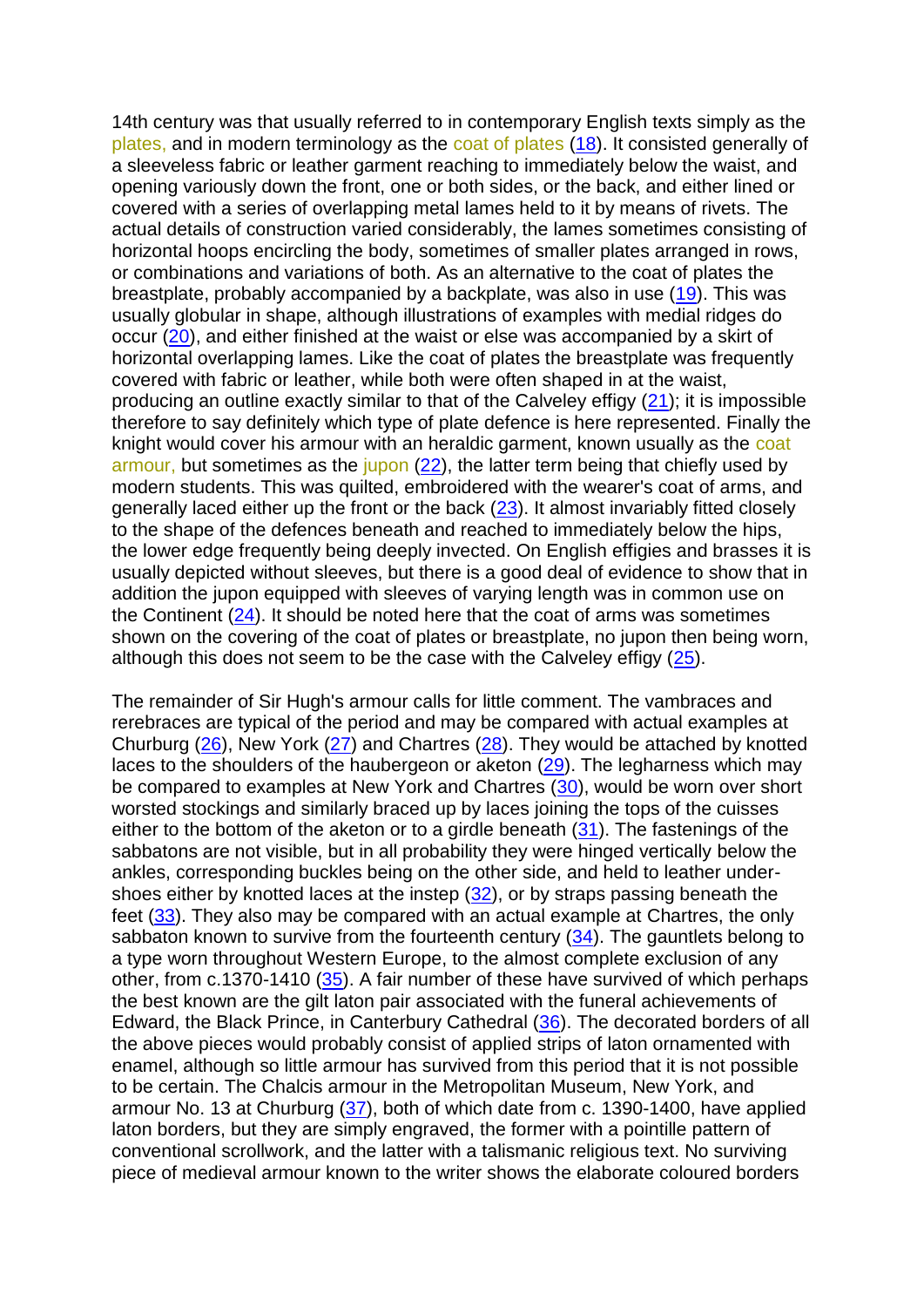14th century was that usually referred to in contemporary English texts simply as the plates, and in modern terminology as the coat of plates (18). It consisted generally of a sleeveless fabric or leather garment reaching to immediately below the waist, and opening variously down the front, one or both sides, or the back, and either lined or covered with a series of overlapping metal lames held to it by means of rivets. The actual details of construction varied considerably, the lames sometimes consisting of horizontal hoops encircling the body, sometimes of smaller plates arranged in rows, or combinations and variations of both. As an alternative to the coat of plates the breastplate, probably accompanied by a backplate, was also in use (19). This was usually globular in shape, although illustrations of examples with medial ridges do occur (20), and either finished at the waist or else was accompanied by a skirt of horizontal overlapping lames. Like the coat of plates the breastplate was frequently covered with fabric or leather, while both were often shaped in at the waist, producing an outline exactly similar to that of the Calveley effigy (21); it is impossible therefore to say definitely which type of plate defence is here represented. Finally the knight would cover his armour with an heraldic garment, known usually as the coat armour, but sometimes as the jupon (22), the latter term being that chiefly used by modern students. This was quilted, embroidered with the wearer's coat of arms, and generally laced either up the front or the back (23). It almost invariably fitted closely to the shape of the defences beneath and reached to immediately below the hips, the lower edge frequently being deeply invected. On English effigies and brasses it is usually depicted without sleeves, but there is a good deal of evidence to show that in addition the jupon equipped with sleeves of varying length was in common use on the Continent (24). It should be noted here that the coat of arms was sometimes shown on the covering of the coat of plates or breastplate, no jupon then being worn, although this does not seem to be the case with the Calveley effigy (25).

The remainder of Sir Hugh's armour calls for little comment. The vambraces and rerebraces are typical of the period and may be compared with actual examples at Churburg (26), New York (27) and Chartres (28). They would be attached by knotted laces to the shoulders of the haubergeon or aketon (29). The legharness which may be compared to examples at New York and Chartres (30), would be worn over short worsted stockings and similarly braced up by laces joining the tops of the cuisses either to the bottom of the aketon or to a girdle beneath (31). The fastenings of the sabbatons are not visible, but in all probability they were hinged vertically below the ankles, corresponding buckles being on the other side, and held to leather under-shoes either by knotted laces at the instep (32), or by straps passing beneath the feet (33). They also may be compared with an actual example at Chartres, the only sabbaton known to survive from the fourteenth century (34). The gauntlets belong to a type worn throughout Western Europe, to the almost complete exclusion of any other, from c.1370-1410 (35). A fair number of these have survived of which perhaps the best known are the gilt laton pair associated with the funeral achievements of Edward, the Black Prince, in Canterbury Cathedral (36). The decorated borders of all the above pieces would probably consist of applied strips of laton ornamented with enamel, although so little armour has survived from this period that it is not possible to be certain. The Chalcis armour in the Metropolitan Museum, New York, and armour No. 13 at Churburg (37), both of which date from c. 1390-1400, have applied laton borders, but they are simply engraved, the former with a pointille pattern of conventional scrollwork, and the latter with a talismanic religious text. No surviving piece of medieval armour known to the writer shows the elaborate coloured borders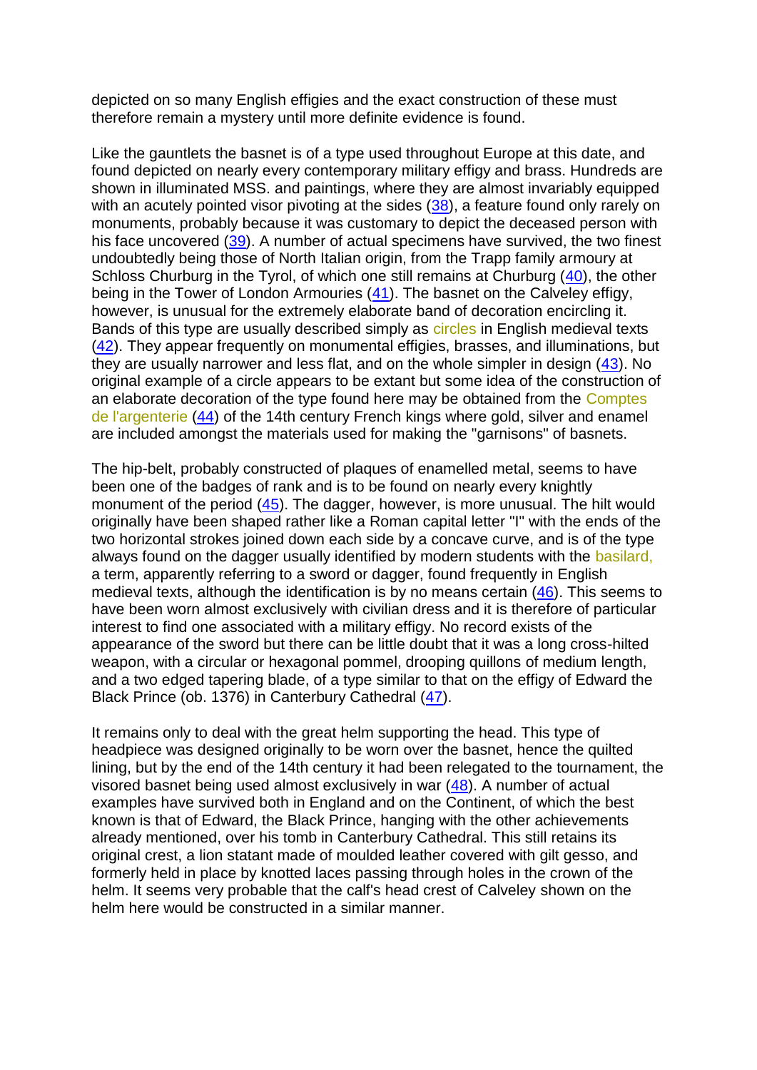depicted on so many English effigies and the exact construction of these must therefore remain a mystery until more definite evidence is found.

Like the gauntlets the basnet is of a type used throughout Europe at this date, and found depicted on nearly every contemporary military effigy and brass. Hundreds are shown in illuminated MSS. and paintings, where they are almost invariably equipped with an acutely pointed visor pivoting at the sides (38), a feature found only rarely on monuments, probably because it was customary to depict the deceased person with his face uncovered (39). A number of actual specimens have survived, the two finest undoubtedly being those of North Italian origin, from the Trapp family armoury at Schloss Churburg in the Tyrol, of which one still remains at Churburg (40), the other being in the Tower of London Armouries (41). The basnet on the Calveley effigy, however, is unusual for the extremely elaborate band of decoration encircling it. Bands of this type are usually described simply as circles in English medieval texts (42). They appear frequently on monumental effigies, brasses, and illuminations, but they are usually narrower and less flat, and on the whole simpler in design (43). No original example of a circle appears to be extant but some idea of the construction of an elaborate decoration of the type found here may be obtained from the Comptes de l'argenterie (44) of the 14th century French kings where gold, silver and enamel are included amongst the materials used for making the "garnisons" of basnets.

The hip-belt, probably constructed of plaques of enamelled metal, seems to have been one of the badges of rank and is to be found on nearly every knightly monument of the period (45). The dagger, however, is more unusual. The hilt would originally have been shaped rather like a Roman capital letter "I" with the ends of the two horizontal strokes joined down each side by a concave curve, and is of the type always found on the dagger usually identified by modern students with the basilard, a term, apparently referring to a sword or dagger, found frequently in English medieval texts, although the identification is by no means certain (46). This seems to have been worn almost exclusively with civilian dress and it is therefore of particular interest to find one associated with a military effigy. No record exists of the appearance of the sword but there can be little doubt that it was a long cross-hilted weapon, with a circular or hexagonal pommel, drooping quillons of medium length, and a two edged tapering blade, of a type similar to that on the effigy of Edward the Black Prince (ob. 1376) in Canterbury Cathedral (47).

It remains only to deal with the great helm supporting the head. This type of headpiece was designed originally to be worn over the basnet, hence the quilted lining, but by the end of the 14th century it had been relegated to the tournament, the visored basnet being used almost exclusively in war (48). A number of actual examples have survived both in England and on the Continent, of which the best known is that of Edward, the Black Prince, hanging with the other achievements already mentioned, over his tomb in Canterbury Cathedral. This still retains its original crest, a lion statant made of moulded leather covered with gilt gesso, and formerly held in place by knotted laces passing through holes in the crown of the helm. It seems very probable that the calf's head crest of Calveley shown on the helm here would be constructed in a similar manner.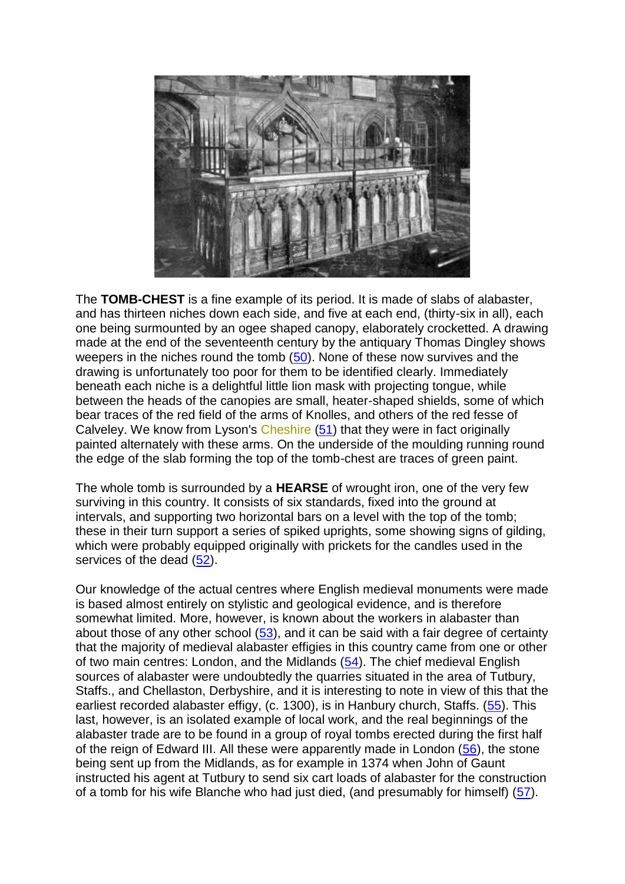The **TOMB-CHEST** is a fine example of its period. It is made of slabs of alabaster, and has thirteen niches down each side, and five at each end, (thirty-six in all), each one being surmounted by an ogee shaped canopy, elaborately crocketted. A drawing made at the end of the seventeenth century by the antiquary Thomas Dingley shows weepers in the niches round the tomb (50). None of these now survives and the drawing is unfortunately too poor for them to be identified clearly. Immediately beneath each niche is a delightful little lion mask with projecting tongue, while between the heads of the canopies are small, heater-shaped shields, some of which bear traces of the red field of the arms of Knolles, and others of the red fesse of Calveley. We know from Lyson's Cheshire (51) that they were in fact originally painted alternately with these arms. On the underside of the moulding running round the edge of the slab forming the top of the tomb-chest are traces of green paint.

The whole tomb is surrounded by a **HEARSE** of wrought iron, one of the very few surviving in this country. It consists of six standards, fixed into the ground at intervals, and supporting two horizontal bars on a level with the top of the tomb; these in their turn support a series of spiked uprights, some showing signs of gilding, which were probably equipped originally with prickets for the candles used in the services of the dead (52).

Our knowledge of the actual centres where English medieval monuments were made is based almost entirely on stylistic and geological evidence, and is therefore somewhat limited. More, however, is known about the workers in alabaster than about those of any other school (53), and it can be said with a fair degree of certainty that the majority of medieval alabaster effigies in this country came from one or other of two main centres: London, and the Midlands (54). The chief medieval English sources of alabaster were undoubtedly the quarries situated in the area of Tutbury, Staffs., and Chellaston, Derbyshire, and it is interesting to note in view of this that the earliest recorded alabaster effigy, (c. 1300), is in Hanbury church, Staffs. (55). This last, however, is an isolated example of local work, and the real beginnings of the alabaster trade are to be found in a group of royal tombs erected during the first half of the reign of Edward III. All these were apparently made in London (56), the stone being sent up from the Midlands, as for example in 1374 when John of Gaunt instructed his agent at Tutbury to send six cart loads of alabaster for the construction of a tomb for his wife Blanche who had just died, (and presumably for himself) (57).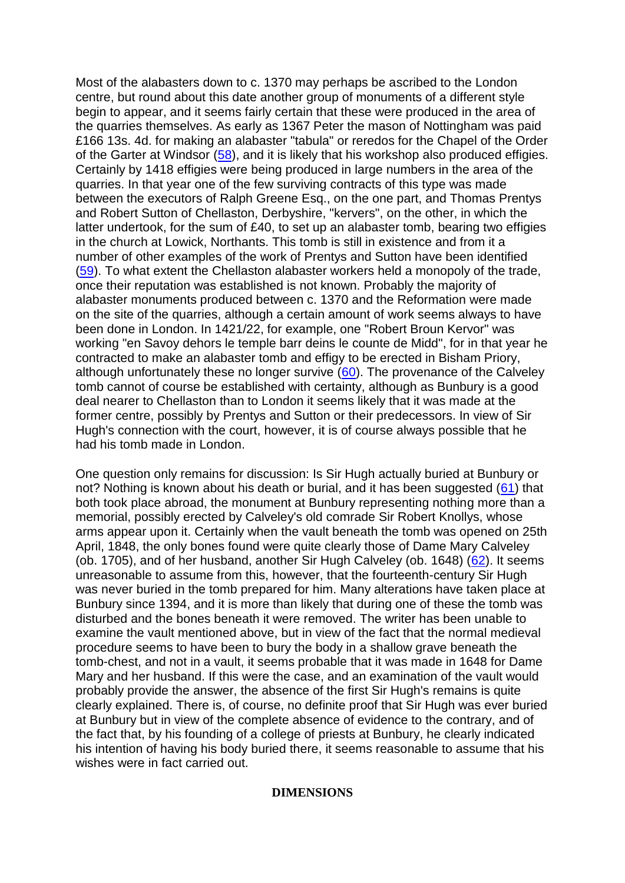Most of the alabasters down to c. 1370 may perhaps be ascribed to the London centre, but round about this date another group of monuments of a different style begin to appear, and it seems fairly certain that these were produced in the area of the quarries themselves. As early as 1367 Peter the mason of Nottingham was paid £166 13s. 4d. for making an alabaster "tabula" or reredos for the Chapel of the Order of the Garter at Windsor (58), and it is likely that his workshop also produced effigies. Certainly by 1418 effigies were being produced in large numbers in the area of the quarries. In that year one of the few surviving contracts of this type was made between the executors of Ralph Greene Esq., on the one part, and Thomas Prentys and Robert Sutton of Chellaston, Derbyshire, "kervers", on the other, in which the latter undertook, for the sum of £40, to set up an alabaster tomb, bearing two effigies in the church at Lowick, Northants. This tomb is still in existence and from it a number of other examples of the work of Prentys and Sutton have been identified (59). To what extent the Chellaston alabaster workers held a monopoly of the trade, once their reputation was established is not known. Probably the majority of alabaster monuments produced between c. 1370 and the Reformation were made on the site of the quarries, although a certain amount of work seems always to have been done in London. In 1421/22, for example, one "Robert Broun Kervor" was working "en Savoy dehors le temple barr deins le counte de Midd", for in that year he contracted to make an alabaster tomb and effigy to be erected in Bisham Priory, although unfortunately these no longer survive (60). The provenance of the Calveley tomb cannot of course be established with certainty, although as Bunbury is a good deal nearer to Chellaston than to London it seems likely that it was made at the former centre, possibly by Prentys and Sutton or their predecessors. In view of Sir Hugh's connection with the court, however, it is of course always possible that he had his tomb made in London.

One question only remains for discussion: Is Sir Hugh actually buried at Bunbury or not? Nothing is known about his death or burial, and it has been suggested (61) that both took place abroad, the monument at Bunbury representing nothing more than a memorial, possibly erected by Calveley's old comrade Sir Robert Knollys, whose arms appear upon it. Certainly when the vault beneath the tomb was opened on 25th April, 1848, the only bones found were quite clearly those of Dame Mary Calveley (ob. 1705), and of her husband, another Sir Hugh Calveley (ob. 1648) (62). It seems unreasonable to assume from this, however, that the fourteenth-century Sir Hugh was never buried in the tomb prepared for him. Many alterations have taken place at Bunbury since 1394, and it is more than likely that during one of these the tomb was disturbed and the bones beneath it were removed. The writer has been unable to examine the vault mentioned above, but in view of the fact that the normal medieval procedure seems to have been to bury the body in a shallow grave beneath the tomb-chest, and not in a vault, it seems probable that it was made in 1648 for Dame Mary and her husband. If this were the case, and an examination of the vault would probably provide the answer, the absence of the first Sir Hugh's remains is quite clearly explained. There is, of course, no definite proof that Sir Hugh was ever buried at Bunbury but in view of the complete absence of evidence to the contrary, and of the fact that, by his founding of a college of priests at Bunbury, he clearly indicated his intention of having his body buried there, it seems reasonable to assume that his wishes were in fact carried out.

## DIMENSIONS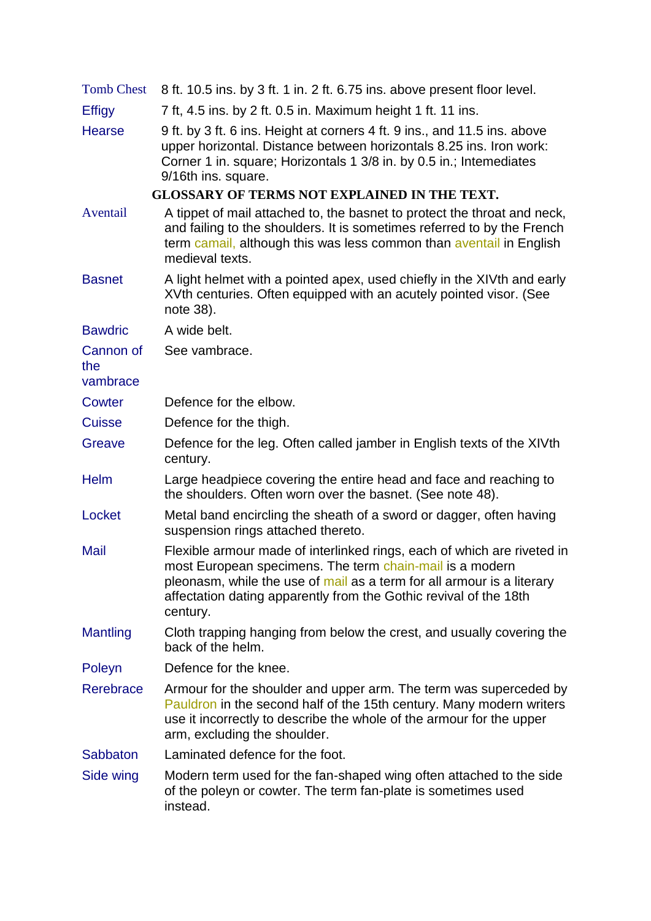**Tomb Chest** 8 ft. 10.5 ins. by 3 ft. 1 in. 2 ft. 6.75 ins. above present floor level.

**Effigy** 7 ft, 4.5 ins. by 2 ft. 0.5 in. Maximum height 1 ft. 11 ins.

**Hearse** 9 ft. by 3 ft. 6 ins. Height at corners 4 ft. 9 ins., and 11.5 ins. above upper horizontal. Distance between horizontals 8.25 ins. Iron work: Corner 1 in. square; Horizontals 1 3/8 in. by 0.5 in.; Intemediates 9/16th ins. square.

## GLOSSARY OF TERMS NOT EXPLAINED IN THE TEXT.

**Aventail** A tippet of mail attached to, the basnet to protect the throat and neck, and failing to the shoulders. It is sometimes referred to by the French term camail, although this was less common than aventail in English medieval texts.

**Basnet** A light helmet with a pointed apex, used chiefly in the XIVth and early XVth centuries. Often equipped with an acutely pointed visor. (See note 38).

**Bawdric** A wide belt.

**Cannon of the vambrace** See vambrace.

**Cowter** Defence for the elbow.

**Cuisse** Defence for the thigh.

**Greave** Defence for the leg. Often called jamber in English texts of the XIVth century.

**Helm** Large headpiece covering the entire head and face and reaching to the shoulders. Often worn over the basnet. (See note 48).

**Locket** Metal band encircling the sheath of a sword or dagger, often having suspension rings attached thereto.

**Mail** Flexible armour made of interlinked rings, each of which are riveted in most European specimens. The term chain-mail is a modern pleonasm, while the use of mail as a term for all armour is a literary affectation dating apparently from the Gothic revival of the 18th century.

**Mantling** Cloth trapping hanging from below the crest, and usually covering the back of the helm.

**Poleyn** Defence for the knee.

**Rerebrace** Armour for the shoulder and upper arm. The term was superceded by Pauldron in the second half of the 15th century. Many modern writers use it incorrectly to describe the whole of the armour for the upper arm, excluding the shoulder.

**Sabbaton** Laminated defence for the foot.

**Side wing** Modern term used for the fan-shaped wing often attached to the side of the poleyn or cowter. The term fan-plate is sometimes used instead.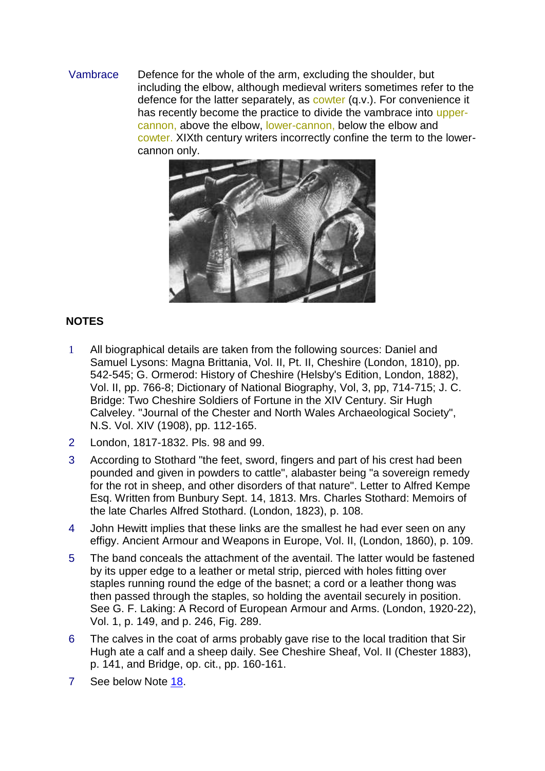Vambrace — Defence for the whole of the arm, excluding the shoulder, but including the elbow, although medieval writers sometimes refer to the defence for the latter separately, as cowter (q.v.). For convenience it has recently become the practice to divide the vambrace into upper-cannon, above the elbow, lower-cannon, below the elbow and cowter. XIXth century writers incorrectly confine the term to the lower-cannon only.

## NOTES

1. All biographical details are taken from the following sources: Daniel and Samuel Lysons: Magna Brittania, Vol. II, Pt. II, Cheshire (London, 1810), pp. 542-545; G. Ormerod: History of Cheshire (Helsby's Edition, London, 1882), Vol. II, pp. 766-8; Dictionary of National Biography, Vol, 3, pp, 714-715; J. C. Bridge: Two Cheshire Soldiers of Fortune in the XIV Century. Sir Hugh Calveley. "Journal of the Chester and North Wales Archaeological Society", N.S. Vol. XIV (1908), pp. 112-165.
2. London, 1817-1832. Pls. 98 and 99.
3. According to Stothard "the feet, sword, fingers and part of his crest had been pounded and given in powders to cattle", alabaster being "a sovereign remedy for the rot in sheep, and other disorders of that nature". Letter to Alfred Kempe Esq. Written from Bunbury Sept. 14, 1813. Mrs. Charles Stothard: Memoirs of the late Charles Alfred Stothard. (London, 1823), p. 108.
4. John Hewitt implies that these links are the smallest he had ever seen on any effigy. Ancient Armour and Weapons in Europe, Vol. II, (London, 1860), p. 109.
5. The band conceals the attachment of the aventail. The latter would be fastened by its upper edge to a leather or metal strip, pierced with holes fitting over staples running round the edge of the basnet; a cord or a leather thong was then passed through the staples, so holding the aventail securely in position. See G. F. Laking: A Record of European Armour and Arms. (London, 1920-22), Vol. 1, p. 149, and p. 246, Fig. 289.
6. The calves in the coat of arms probably gave rise to the local tradition that Sir Hugh ate a calf and a sheep daily. See Cheshire Sheaf, Vol. II (Chester 1883), p. 141, and Bridge, op. cit., pp. 160-161.
7. See below Note 18.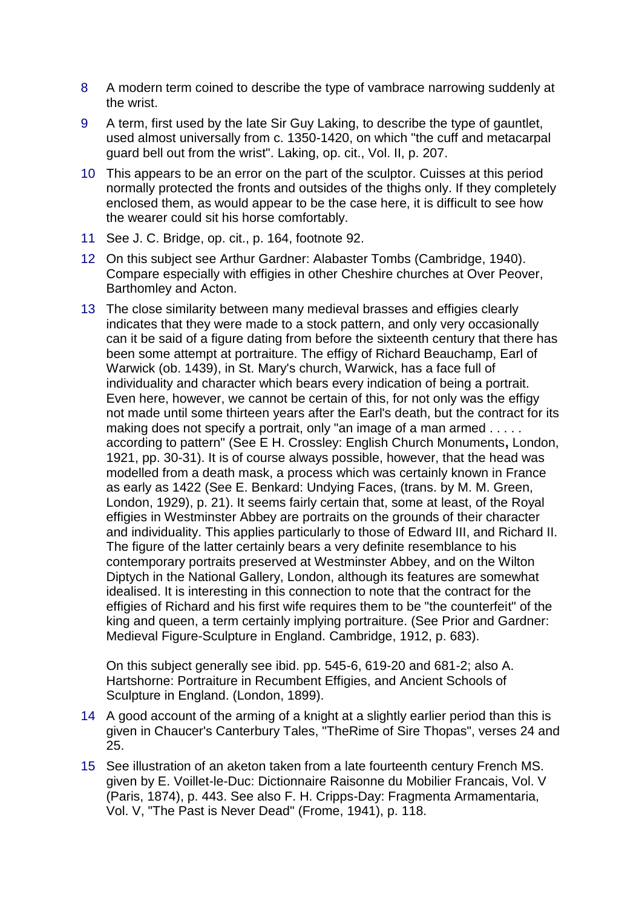8 A modern term coined to describe the type of vambrace narrowing suddenly at the wrist.

9 A term, first used by the late Sir Guy Laking, to describe the type of gauntlet, used almost universally from c. 1350-1420, on which "the cuff and metacarpal guard bell out from the wrist". Laking, op. cit., Vol. II, p. 207.

10 This appears to be an error on the part of the sculptor. Cuisses at this period normally protected the fronts and outsides of the thighs only. If they completely enclosed them, as would appear to be the case here, it is difficult to see how the wearer could sit his horse comfortably.

11 See J. C. Bridge, op. cit., p. 164, footnote 92.

12 On this subject see Arthur Gardner: Alabaster Tombs (Cambridge, 1940). Compare especially with effigies in other Cheshire churches at Over Peover, Barthomley and Acton.

13 The close similarity between many medieval brasses and effigies clearly indicates that they were made to a stock pattern, and only very occasionally can it be said of a figure dating from before the sixteenth century that there has been some attempt at portraiture. The effigy of Richard Beauchamp, Earl of Warwick (ob. 1439), in St. Mary's church, Warwick, has a face full of individuality and character which bears every indication of being a portrait. Even here, however, we cannot be certain of this, for not only was the effigy not made until some thirteen years after the Earl's death, but the contract for its making does not specify a portrait, only "an image of a man armed . . . . . according to pattern" (See E H. Crossley: English Church Monuments**,** London, 1921, pp. 30-31). It is of course always possible, however, that the head was modelled from a death mask, a process which was certainly known in France as early as 1422 (See E. Benkard: Undying Faces, (trans. by M. M. Green, London, 1929), p. 21). It seems fairly certain that, some at least, of the Royal effigies in Westminster Abbey are portraits on the grounds of their character and individuality. This applies particularly to those of Edward III, and Richard II. The figure of the latter certainly bears a very definite resemblance to his contemporary portraits preserved at Westminster Abbey, and on the Wilton Diptych in the National Gallery, London, although its features are somewhat idealised. It is interesting in this connection to note that the contract for the effigies of Richard and his first wife requires them to be "the counterfeit" of the king and queen, a term certainly implying portraiture. (See Prior and Gardner: Medieval Figure-Sculpture in England. Cambridge, 1912, p. 683).

On this subject generally see ibid. pp. 545-6, 619-20 and 681-2; also A. Hartshorne: Portraiture in Recumbent Effigies, and Ancient Schools of Sculpture in England. (London, 1899).

14 A good account of the arming of a knight at a slightly earlier period than this is given in Chaucer's Canterbury Tales, "TheRime of Sire Thopas", verses 24 and 25.

15 See illustration of an aketon taken from a late fourteenth century French MS. given by E. Voillet-le-Duc: Dictionnaire Raisonne du Mobilier Francais, Vol. V (Paris, 1874), p. 443. See also F. H. Cripps-Day: Fragmenta Armamentaria, Vol. V, "The Past is Never Dead" (Frome, 1941), p. 118.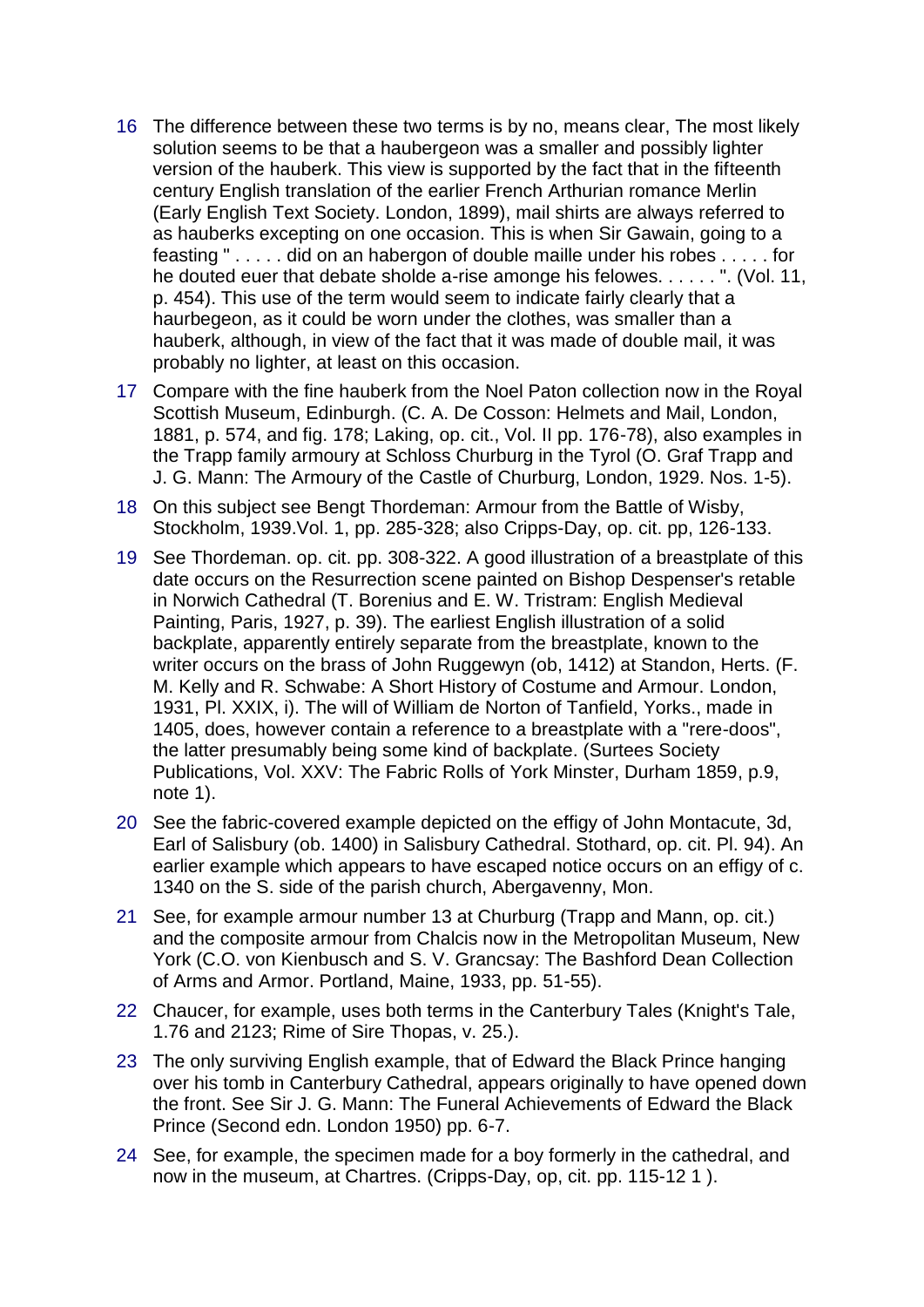16 The difference between these two terms is by no, means clear, The most likely solution seems to be that a haubergeon was a smaller and possibly lighter version of the hauberk. This view is supported by the fact that in the fifteenth century English translation of the earlier French Arthurian romance Merlin (Early English Text Society. London, 1899), mail shirts are always referred to as hauberks excepting on one occasion. This is when Sir Gawain, going to a feasting " . . . . . did on an habergon of double maille under his robes . . . . . for he douted euer that debate sholde a-rise amonge his felowes. . . . . . ". (Vol. 11, p. 454). This use of the term would seem to indicate fairly clearly that a haurbegeon, as it could be worn under the clothes, was smaller than a hauberk, although, in view of the fact that it was made of double mail, it was probably no lighter, at least on this occasion.

17 Compare with the fine hauberk from the Noel Paton collection now in the Royal Scottish Museum, Edinburgh. (C. A. De Cosson: Helmets and Mail, London, 1881, p. 574, and fig. 178; Laking, op. cit., Vol. II pp. 176-78), also examples in the Trapp family armoury at Schloss Churburg in the Tyrol (O. Graf Trapp and J. G. Mann: The Armoury of the Castle of Churburg, London, 1929. Nos. 1-5).

18 On this subject see Bengt Thordeman: Armour from the Battle of Wisby, Stockholm, 1939.Vol. 1, pp. 285-328; also Cripps-Day, op. cit. pp, 126-133.

19 See Thordeman. op. cit. pp. 308-322. A good illustration of a breastplate of this date occurs on the Resurrection scene painted on Bishop Despenser's retable in Norwich Cathedral (T. Borenius and E. W. Tristram: English Medieval Painting, Paris, 1927, p. 39). The earliest English illustration of a solid backplate, apparently entirely separate from the breastplate, known to the writer occurs on the brass of John Ruggewyn (ob, 1412) at Standon, Herts. (F. M. Kelly and R. Schwabe: A Short History of Costume and Armour. London, 1931, Pl. XXIX, i). The will of William de Norton of Tanfield, Yorks., made in 1405, does, however contain a reference to a breastplate with a "rere-doos", the latter presumably being some kind of backplate. (Surtees Society Publications, Vol. XXV: The Fabric Rolls of York Minster, Durham 1859, p.9, note 1).

20 See the fabric-covered example depicted on the effigy of John Montacute, 3d, Earl of Salisbury (ob. 1400) in Salisbury Cathedral. Stothard, op. cit. Pl. 94). An earlier example which appears to have escaped notice occurs on an effigy of c. 1340 on the S. side of the parish church, Abergavenny, Mon.

21 See, for example armour number 13 at Churburg (Trapp and Mann, op. cit.) and the composite armour from Chalcis now in the Metropolitan Museum, New York (C.O. von Kienbusch and S. V. Grancsay: The Bashford Dean Collection of Arms and Armor. Portland, Maine, 1933, pp. 51-55).

22 Chaucer, for example, uses both terms in the Canterbury Tales (Knight's Tale, 1.76 and 2123; Rime of Sire Thopas, v. 25.).

23 The only surviving English example, that of Edward the Black Prince hanging over his tomb in Canterbury Cathedral, appears originally to have opened down the front. See Sir J. G. Mann: The Funeral Achievements of Edward the Black Prince (Second edn. London 1950) pp. 6-7.

24 See, for example, the specimen made for a boy formerly in the cathedral, and now in the museum, at Chartres. (Cripps-Day, op, cit. pp. 115-12 1 ).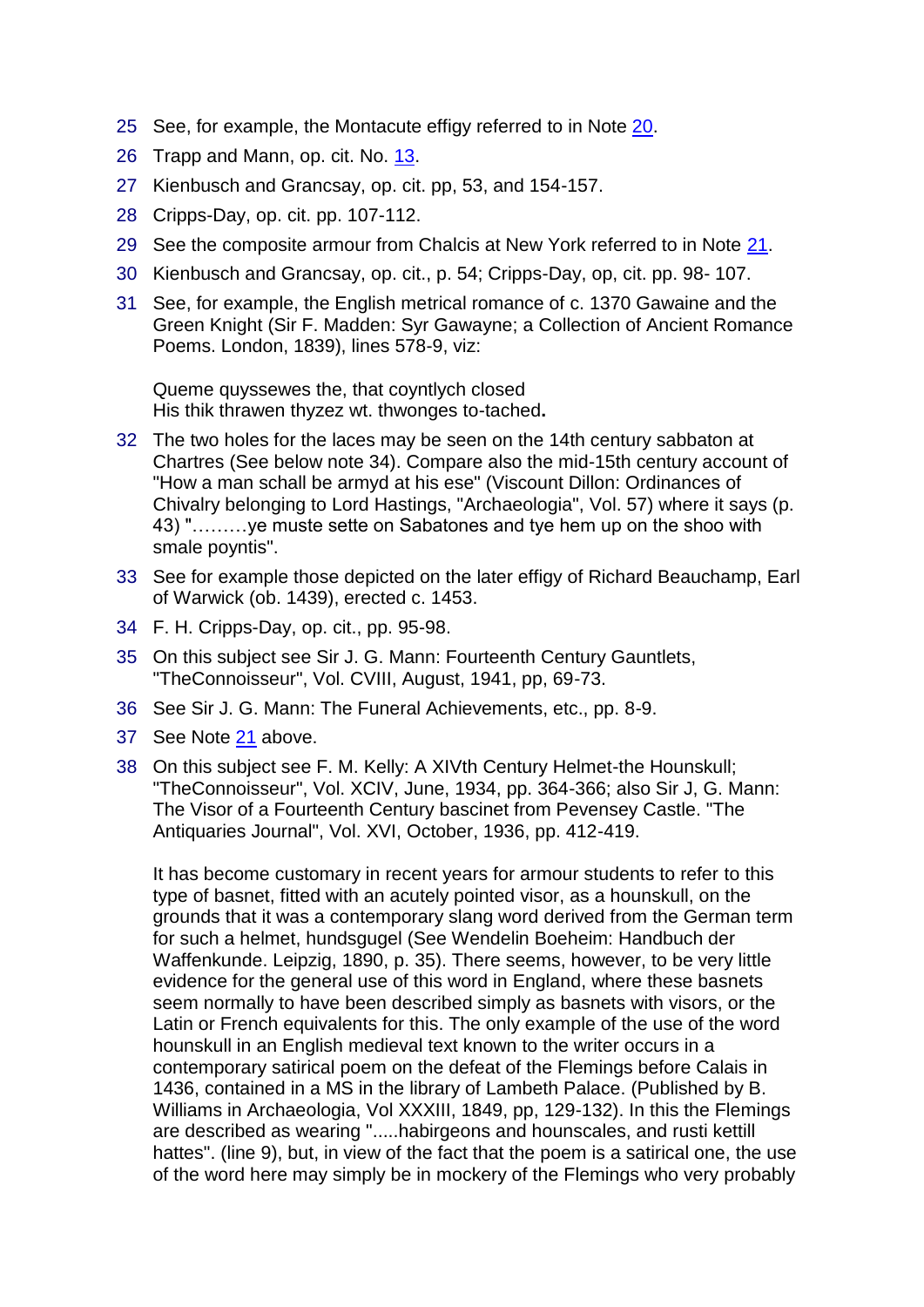25 See, for example, the Montacute effigy referred to in Note 20.

26 Trapp and Mann, op. cit. No. 13.

27 Kienbusch and Grancsay, op. cit. pp, 53, and 154-157.

28 Cripps-Day, op. cit. pp. 107-112.

29 See the composite armour from Chalcis at New York referred to in Note 21.

30 Kienbusch and Grancsay, op. cit., p. 54; Cripps-Day, op, cit. pp. 98- 107.

31 See, for example, the English metrical romance of c. 1370 Gawaine and the Green Knight (Sir F. Madden: Syr Gawayne; a Collection of Ancient Romance Poems. London, 1839), lines 578-9, viz:

   Queme quyssewes the, that coyntlych closed
   His thik thrawen thyzez wt. thwonges to-tached**.**

32 The two holes for the laces may be seen on the 14th century sabbaton at Chartres (See below note 34). Compare also the mid-15th century account of "How a man schall be armyd at his ese" (Viscount Dillon: Ordinances of Chivalry belonging to Lord Hastings, "Archaeologia", Vol. 57) where it says (p. 43) "………ye muste sette on Sabatones and tye hem up on the shoo with smale poyntis".

33 See for example those depicted on the later effigy of Richard Beauchamp, Earl of Warwick (ob. 1439), erected c. 1453.

34 F. H. Cripps-Day, op. cit., pp. 95-98.

35 On this subject see Sir J. G. Mann: Fourteenth Century Gauntlets, "TheConnoisseur", Vol. CVIII, August, 1941, pp, 69-73.

36 See Sir J. G. Mann: The Funeral Achievements, etc., pp. 8-9.

37 See Note 21 above.

38 On this subject see F. M. Kelly: A XIVth Century Helmet-the Hounskull; "TheConnoisseur", Vol. XCIV, June, 1934, pp. 364-366; also Sir J, G. Mann: The Visor of a Fourteenth Century bascinet from Pevensey Castle. "The Antiquaries Journal", Vol. XVI, October, 1936, pp. 412-419.

   It has become customary in recent years for armour students to refer to this type of basnet, fitted with an acutely pointed visor, as a hounskull, on the grounds that it was a contemporary slang word derived from the German term for such a helmet, hundsgugel (See Wendelin Boeheim: Handbuch der Waffenkunde. Leipzig, 1890, p. 35). There seems, however, to be very little evidence for the general use of this word in England, where these basnets seem normally to have been described simply as basnets with visors, or the Latin or French equivalents for this. The only example of the use of the word hounskull in an English medieval text known to the writer occurs in a contemporary satirical poem on the defeat of the Flemings before Calais in 1436, contained in a MS in the library of Lambeth Palace. (Published by B. Williams in Archaeologia, Vol XXXIII, 1849, pp, 129-132). In this the Flemings are described as wearing ".....habirgeons and hounscales, and rusti kettill hattes". (line 9), but, in view of the fact that the poem is a satirical one, the use of the word here may simply be in mockery of the Flemings who very probably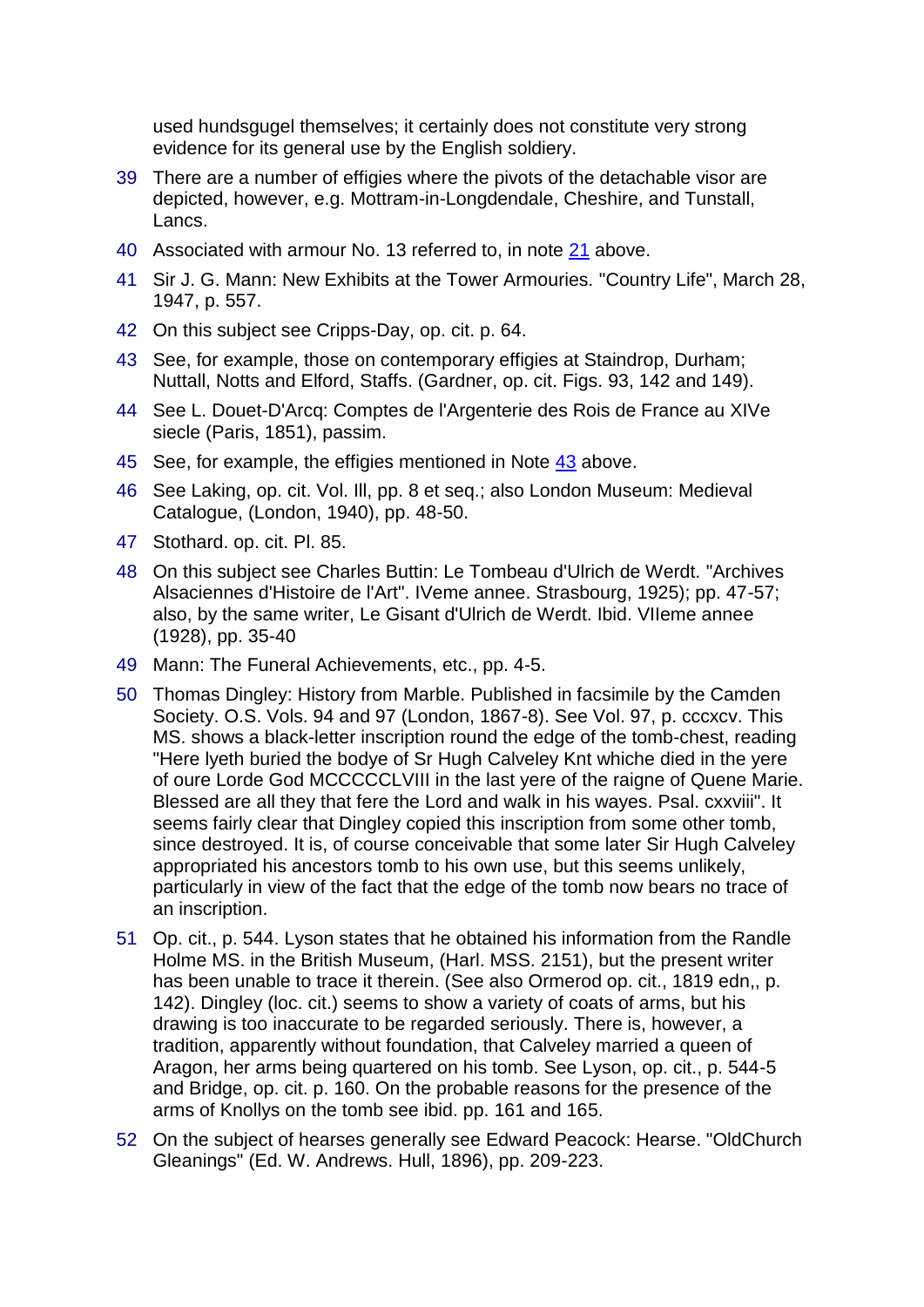used hundsgugel themselves; it certainly does not constitute very strong evidence for its general use by the English soldiery.

39 There are a number of effigies where the pivots of the detachable visor are depicted, however, e.g. Mottram-in-Longdendale, Cheshire, and Tunstall, Lancs.

40 Associated with armour No. 13 referred to, in note 21 above.

41 Sir J. G. Mann: New Exhibits at the Tower Armouries. "Country Life", March 28, 1947, p. 557.

42 On this subject see Cripps-Day, op. cit. p. 64.

43 See, for example, those on contemporary effigies at Staindrop, Durham; Nuttall, Notts and Elford, Staffs. (Gardner, op. cit. Figs. 93, 142 and 149).

44 See L. Douet-D'Arcq: Comptes de l'Argenterie des Rois de France au XIVe siecle (Paris, 1851), passim.

45 See, for example, the effigies mentioned in Note 43 above.

46 See Laking, op. cit. Vol. Ill, pp. 8 et seq.; also London Museum: Medieval Catalogue, (London, 1940), pp. 48-50.

47 Stothard. op. cit. Pl. 85.

48 On this subject see Charles Buttin: Le Tombeau d'Ulrich de Werdt. "Archives Alsaciennes d'Histoire de l'Art". IVeme annee. Strasbourg, 1925); pp. 47-57; also, by the same writer, Le Gisant d'Ulrich de Werdt. Ibid. VIleme annee (1928), pp. 35-40

49 Mann: The Funeral Achievements, etc., pp. 4-5.

50 Thomas Dingley: History from Marble. Published in facsimile by the Camden Society. O.S. Vols. 94 and 97 (London, 1867-8). See Vol. 97, p. cccxcv. This MS. shows a black-letter inscription round the edge of the tomb-chest, reading "Here lyeth buried the bodye of Sr Hugh Calveley Knt whiche died in the yere of oure Lorde God MCCCCCLVIII in the last yere of the raigne of Quene Marie. Blessed are all they that fere the Lord and walk in his wayes. Psal. cxxviii". It seems fairly clear that Dingley copied this inscription from some other tomb, since destroyed. It is, of course conceivable that some later Sir Hugh Calveley appropriated his ancestors tomb to his own use, but this seems unlikely, particularly in view of the fact that the edge of the tomb now bears no trace of an inscription.

51 Op. cit., p. 544. Lyson states that he obtained his information from the Randle Holme MS. in the British Museum, (Harl. MSS. 2151), but the present writer has been unable to trace it therein. (See also Ormerod op. cit., 1819 edn,, p. 142). Dingley (loc. cit.) seems to show a variety of coats of arms, but his drawing is too inaccurate to be regarded seriously. There is, however, a tradition, apparently without foundation, that Calveley married a queen of Aragon, her arms being quartered on his tomb. See Lyson, op. cit., p. 544-5 and Bridge, op. cit. p. 160. On the probable reasons for the presence of the arms of Knollys on the tomb see ibid. pp. 161 and 165.

52 On the subject of hearses generally see Edward Peacock: Hearse. "OldChurch Gleanings" (Ed. W. Andrews. Hull, 1896), pp. 209-223.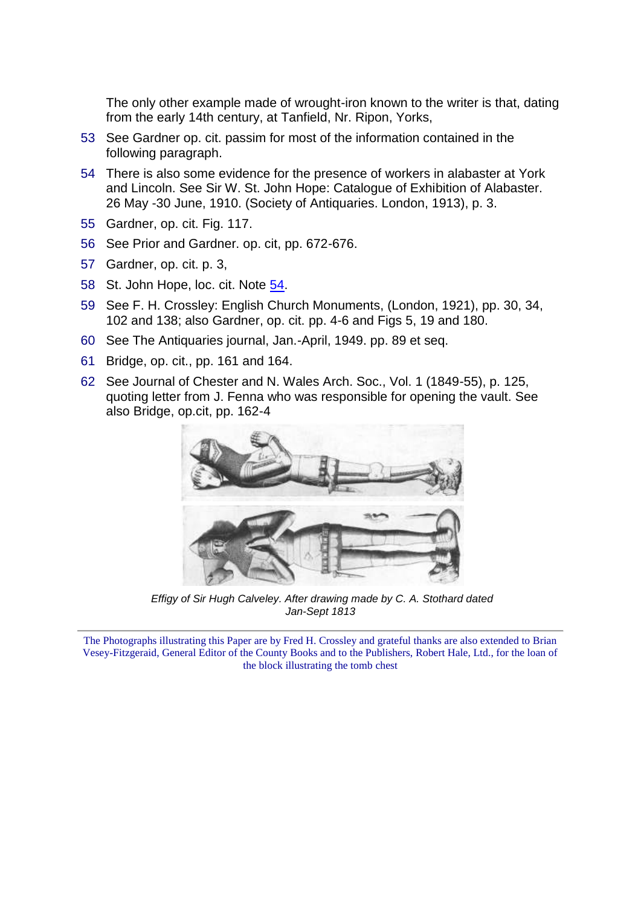The only other example made of wrought-iron known to the writer is that, dating from the early 14th century, at Tanfield, Nr. Ripon, Yorks,

53 See Gardner op. cit. passim for most of the information contained in the following paragraph.

54 There is also some evidence for the presence of workers in alabaster at York and Lincoln. See Sir W. St. John Hope: Catalogue of Exhibition of Alabaster. 26 May -30 June, 1910. (Society of Antiquaries. London, 1913), p. 3.

55 Gardner, op. cit. Fig. 117.

56 See Prior and Gardner. op. cit, pp. 672-676.

57 Gardner, op. cit. p. 3,

58 St. John Hope, loc. cit. Note 54.

59 See F. H. Crossley: English Church Monuments, (London, 1921), pp. 30, 34, 102 and 138; also Gardner, op. cit. pp. 4-6 and Figs 5, 19 and 180.

60 See The Antiquaries journal, Jan.-April, 1949. pp. 89 et seq.

61 Bridge, op. cit., pp. 161 and 164.

62 See Journal of Chester and N. Wales Arch. Soc., Vol. 1 (1849-55), p. 125, quoting letter from J. Fenna who was responsible for opening the vault. See also Bridge, op.cit, pp. 162-4

*Effigy of Sir Hugh Calveley. After drawing made by C. A. Stothard dated Jan-Sept 1813*

---

The Photographs illustrating this Paper are by Fred H. Crossley and grateful thanks are also extended to Brian Vesey-Fitzgeraid, General Editor of the County Books and to the Publishers, Robert Hale, Ltd., for the loan of the block illustrating the tomb chest